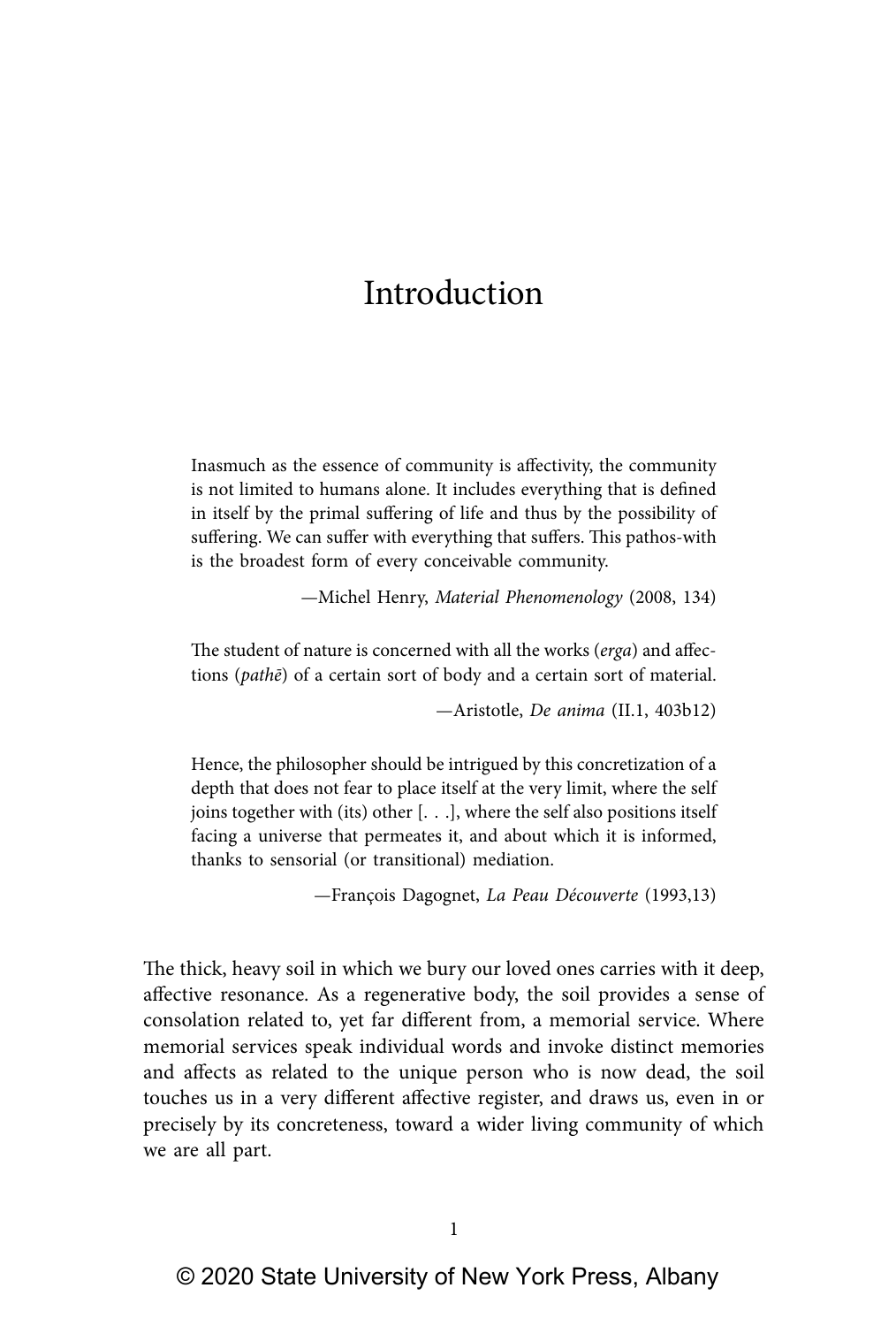# Introduction

> Inasmuch as the essence of community is affectivity, the community is not limited to humans alone. It includes everything that is defined in itself by the primal suffering of life and thus by the possibility of suffering. We can suffer with everything that suffers. This pathos-with is the broadest form of every conceivable community.
>
> —Michel Henry, *Material Phenomenology* (2008, 134)

> The student of nature is concerned with all the works (*erga*) and affections (*pathē*) of a certain sort of body and a certain sort of material.
>
> —Aristotle, *De anima* (II.1, 403b12)

> Hence, the philosopher should be intrigued by this concretization of a depth that does not fear to place itself at the very limit, where the self joins together with (its) other [. . .], where the self also positions itself facing a universe that permeates it, and about which it is informed, thanks to sensorial (or transitional) mediation.
>
> —François Dagognet, *La Peau Découverte* (1993,13)

The thick, heavy soil in which we bury our loved ones carries with it deep, affective resonance. As a regenerative body, the soil provides a sense of consolation related to, yet far different from, a memorial service. Where memorial services speak individual words and invoke distinct memories and affects as related to the unique person who is now dead, the soil touches us in a very different affective register, and draws us, even in or precisely by its concreteness, toward a wider living community of which we are all part.

© 2020 State University of New York Press, Albany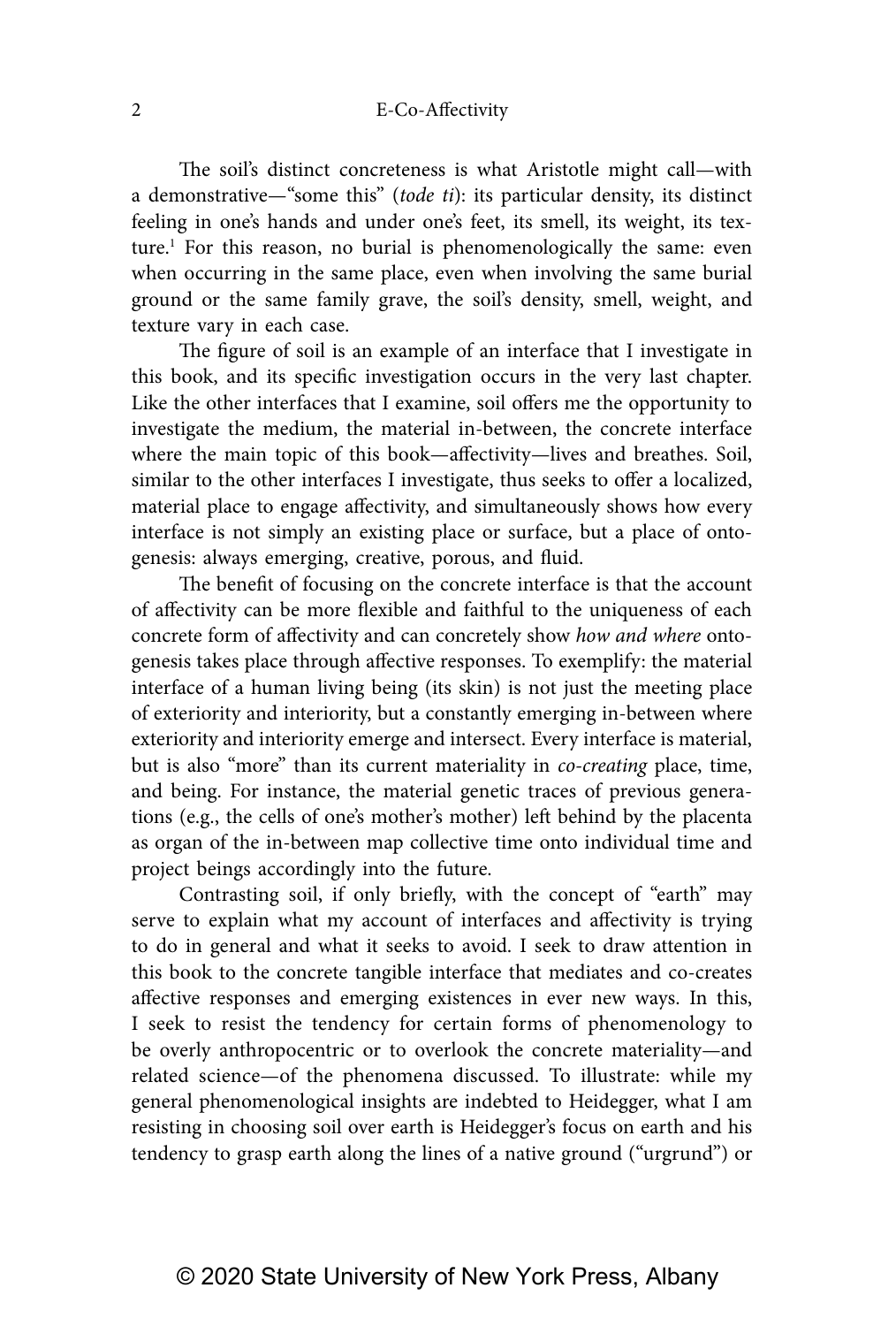The soil's distinct concreteness is what Aristotle might call—with a demonstrative—"some this" (*tode ti*): its particular density, its distinct feeling in one's hands and under one's feet, its smell, its weight, its texture.[1] For this reason, no burial is phenomenologically the same: even when occurring in the same place, even when involving the same burial ground or the same family grave, the soil's density, smell, weight, and texture vary in each case.

The figure of soil is an example of an interface that I investigate in this book, and its specific investigation occurs in the very last chapter. Like the other interfaces that I examine, soil offers me the opportunity to investigate the medium, the material in-between, the concrete interface where the main topic of this book—affectivity—lives and breathes. Soil, similar to the other interfaces I investigate, thus seeks to offer a localized, material place to engage affectivity, and simultaneously shows how every interface is not simply an existing place or surface, but a place of ontogenesis: always emerging, creative, porous, and fluid.

The benefit of focusing on the concrete interface is that the account of affectivity can be more flexible and faithful to the uniqueness of each concrete form of affectivity and can concretely show *how and where* ontogenesis takes place through affective responses. To exemplify: the material interface of a human living being (its skin) is not just the meeting place of exteriority and interiority, but a constantly emerging in-between where exteriority and interiority emerge and intersect. Every interface is material, but is also "more" than its current materiality in *co-creating* place, time, and being. For instance, the material genetic traces of previous generations (e.g., the cells of one's mother's mother) left behind by the placenta as organ of the in-between map collective time onto individual time and project beings accordingly into the future.

Contrasting soil, if only briefly, with the concept of "earth" may serve to explain what my account of interfaces and affectivity is trying to do in general and what it seeks to avoid. I seek to draw attention in this book to the concrete tangible interface that mediates and co-creates affective responses and emerging existences in ever new ways. In this, I seek to resist the tendency for certain forms of phenomenology to be overly anthropocentric or to overlook the concrete materiality—and related science—of the phenomena discussed. To illustrate: while my general phenomenological insights are indebted to Heidegger, what I am resisting in choosing soil over earth is Heidegger's focus on earth and his tendency to grasp earth along the lines of a native ground ("urgrund") or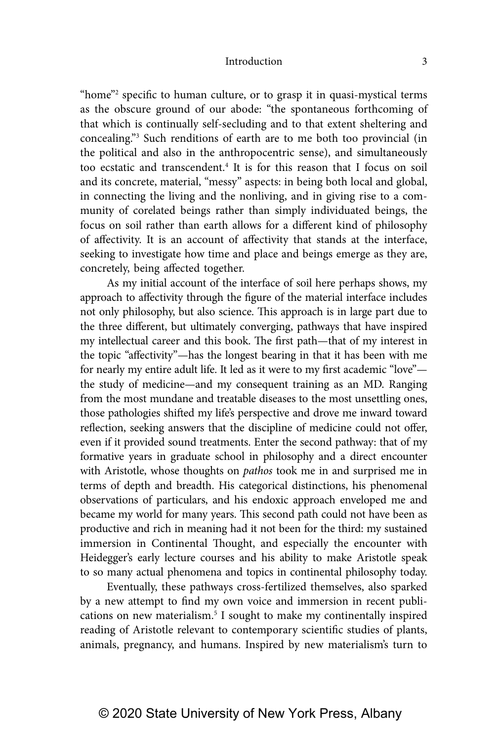"home"[2] specific to human culture, or to grasp it in quasi-mystical terms as the obscure ground of our abode: "the spontaneous forthcoming of that which is continually self-secluding and to that extent sheltering and concealing."[3] Such renditions of earth are to me both too provincial (in the political and also in the anthropocentric sense), and simultaneously too ecstatic and transcendent.[4] It is for this reason that I focus on soil and its concrete, material, "messy" aspects: in being both local and global, in connecting the living and the nonliving, and in giving rise to a community of corelated beings rather than simply individuated beings, the focus on soil rather than earth allows for a different kind of philosophy of affectivity. It is an account of affectivity that stands at the interface, seeking to investigate how time and place and beings emerge as they are, concretely, being affected together.

As my initial account of the interface of soil here perhaps shows, my approach to affectivity through the figure of the material interface includes not only philosophy, but also science. This approach is in large part due to the three different, but ultimately converging, pathways that have inspired my intellectual career and this book. The first path—that of my interest in the topic "affectivity"—has the longest bearing in that it has been with me for nearly my entire adult life. It led as it were to my first academic "love"—the study of medicine—and my consequent training as an MD. Ranging from the most mundane and treatable diseases to the most unsettling ones, those pathologies shifted my life's perspective and drove me inward toward reflection, seeking answers that the discipline of medicine could not offer, even if it provided sound treatments. Enter the second pathway: that of my formative years in graduate school in philosophy and a direct encounter with Aristotle, whose thoughts on *pathos* took me in and surprised me in terms of depth and breadth. His categorical distinctions, his phenomenal observations of particulars, and his endoxic approach enveloped me and became my world for many years. This second path could not have been as productive and rich in meaning had it not been for the third: my sustained immersion in Continental Thought, and especially the encounter with Heidegger's early lecture courses and his ability to make Aristotle speak to so many actual phenomena and topics in continental philosophy today.

Eventually, these pathways cross-fertilized themselves, also sparked by a new attempt to find my own voice and immersion in recent publications on new materialism.[5] I sought to make my continentally inspired reading of Aristotle relevant to contemporary scientific studies of plants, animals, pregnancy, and humans. Inspired by new materialism's turn to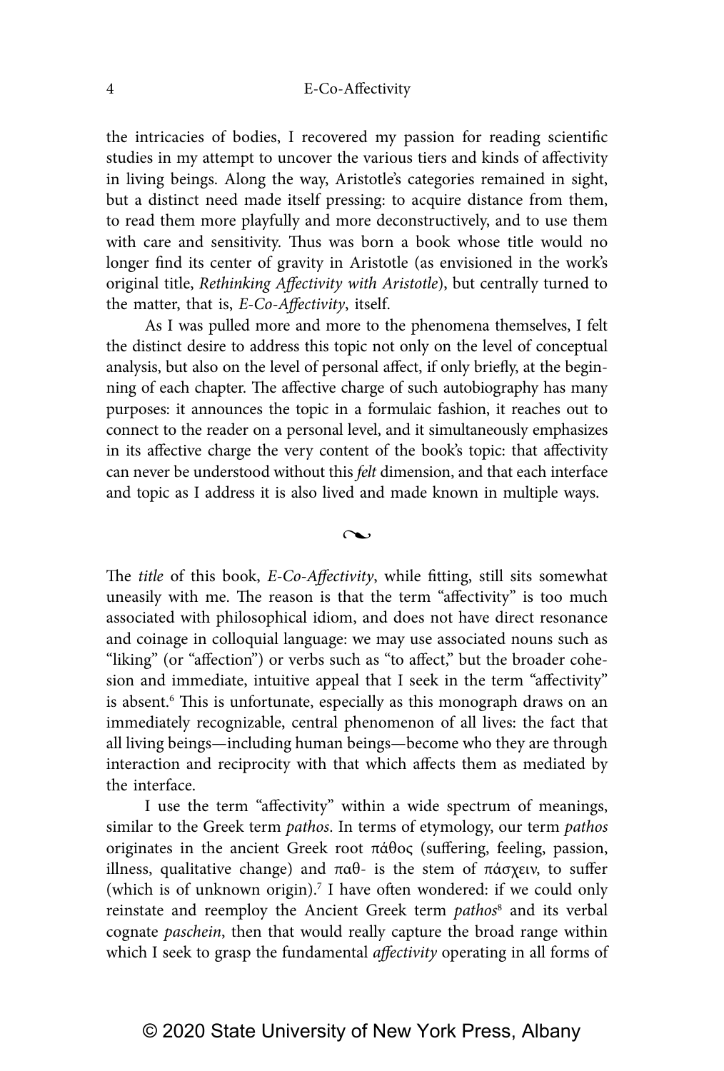the intricacies of bodies, I recovered my passion for reading scientific studies in my attempt to uncover the various tiers and kinds of affectivity in living beings. Along the way, Aristotle's categories remained in sight, but a distinct need made itself pressing: to acquire distance from them, to read them more playfully and more deconstructively, and to use them with care and sensitivity. Thus was born a book whose title would no longer find its center of gravity in Aristotle (as envisioned in the work's original title, *Rethinking Affectivity with Aristotle*), but centrally turned to the matter, that is, *E-Co-Affectivity*, itself.

As I was pulled more and more to the phenomena themselves, I felt the distinct desire to address this topic not only on the level of conceptual analysis, but also on the level of personal affect, if only briefly, at the beginning of each chapter. The affective charge of such autobiography has many purposes: it announces the topic in a formulaic fashion, it reaches out to connect to the reader on a personal level, and it simultaneously emphasizes in its affective charge the very content of the book's topic: that affectivity can never be understood without this *felt* dimension, and that each interface and topic as I address it is also lived and made known in multiple ways.

~

The *title* of this book, *E-Co-Affectivity*, while fitting, still sits somewhat uneasily with me. The reason is that the term "affectivity" is too much associated with philosophical idiom, and does not have direct resonance and coinage in colloquial language: we may use associated nouns such as "liking" (or "affection") or verbs such as "to affect," but the broader cohesion and immediate, intuitive appeal that I seek in the term "affectivity" is absent.[6] This is unfortunate, especially as this monograph draws on an immediately recognizable, central phenomenon of all lives: the fact that all living beings—including human beings—become who they are through interaction and reciprocity with that which affects them as mediated by the interface.

I use the term "affectivity" within a wide spectrum of meanings, similar to the Greek term *pathos*. In terms of etymology, our term *pathos* originates in the ancient Greek root πάθος (suffering, feeling, passion, illness, qualitative change) and παθ- is the stem of πάσχειν, to suffer (which is of unknown origin).[7] I have often wondered: if we could only reinstate and reemploy the Ancient Greek term *pathos*[8] and its verbal cognate *paschein*, then that would really capture the broad range within which I seek to grasp the fundamental *affectivity* operating in all forms of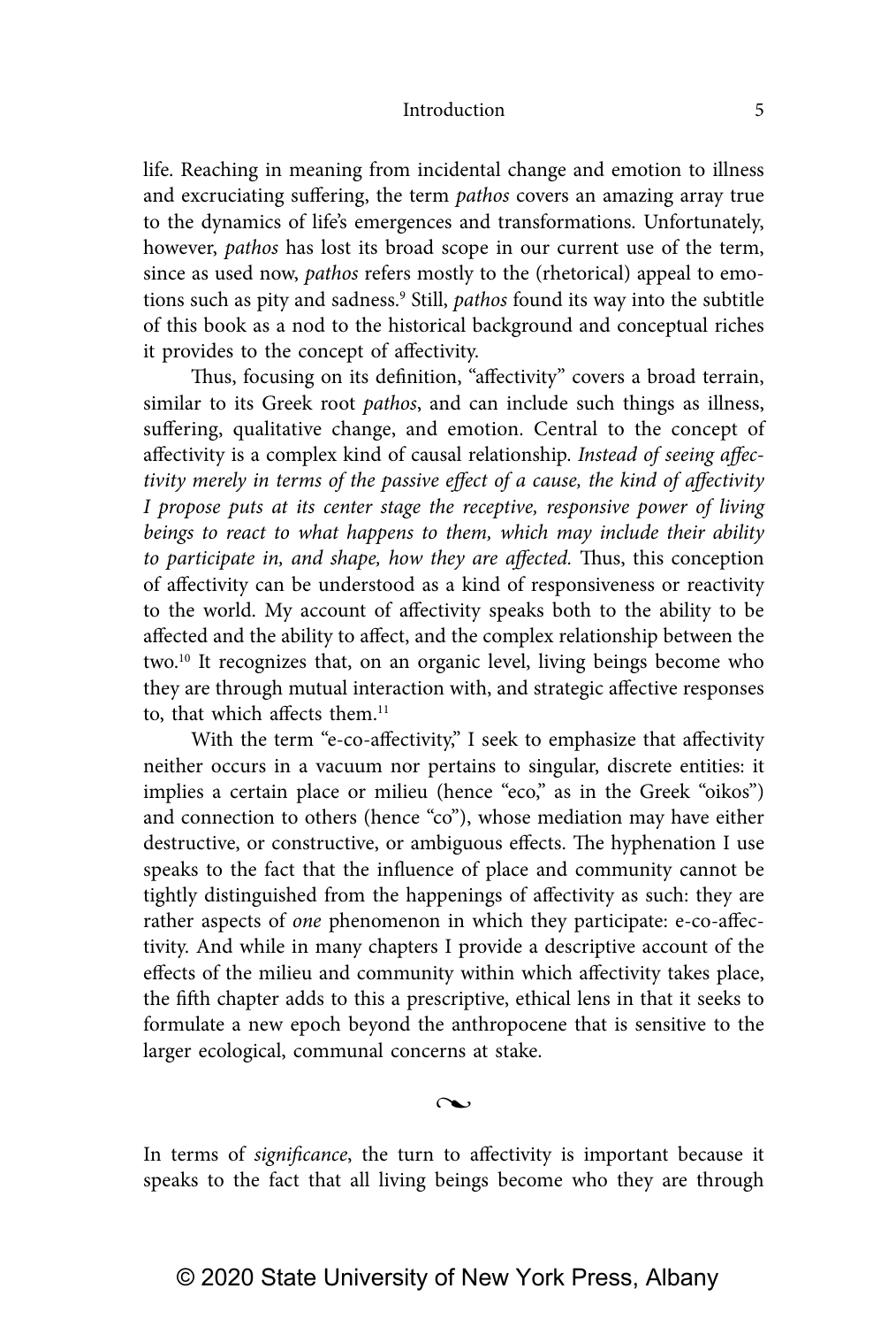life. Reaching in meaning from incidental change and emotion to illness and excruciating suffering, the term *pathos* covers an amazing array true to the dynamics of life's emergences and transformations. Unfortunately, however, *pathos* has lost its broad scope in our current use of the term, since as used now, *pathos* refers mostly to the (rhetorical) appeal to emotions such as pity and sadness.[9] Still, *pathos* found its way into the subtitle of this book as a nod to the historical background and conceptual riches it provides to the concept of affectivity.

Thus, focusing on its definition, "affectivity" covers a broad terrain, similar to its Greek root *pathos*, and can include such things as illness, suffering, qualitative change, and emotion. Central to the concept of affectivity is a complex kind of causal relationship. *Instead of seeing affectivity merely in terms of the passive effect of a cause, the kind of affectivity I propose puts at its center stage the receptive, responsive power of living beings to react to what happens to them, which may include their ability to participate in, and shape, how they are affected.* Thus, this conception of affectivity can be understood as a kind of responsiveness or reactivity to the world. My account of affectivity speaks both to the ability to be affected and the ability to affect, and the complex relationship between the two.[10] It recognizes that, on an organic level, living beings become who they are through mutual interaction with, and strategic affective responses to, that which affects them.[11]

With the term "e-co-affectivity," I seek to emphasize that affectivity neither occurs in a vacuum nor pertains to singular, discrete entities: it implies a certain place or milieu (hence "eco," as in the Greek "oikos") and connection to others (hence "co"), whose mediation may have either destructive, or constructive, or ambiguous effects. The hyphenation I use speaks to the fact that the influence of place and community cannot be tightly distinguished from the happenings of affectivity as such: they are rather aspects of *one* phenomenon in which they participate: e-co-affectivity. And while in many chapters I provide a descriptive account of the effects of the milieu and community within which affectivity takes place, the fifth chapter adds to this a prescriptive, ethical lens in that it seeks to formulate a new epoch beyond the anthropocene that is sensitive to the larger ecological, communal concerns at stake.

~

In terms of *significance*, the turn to affectivity is important because it speaks to the fact that all living beings become who they are through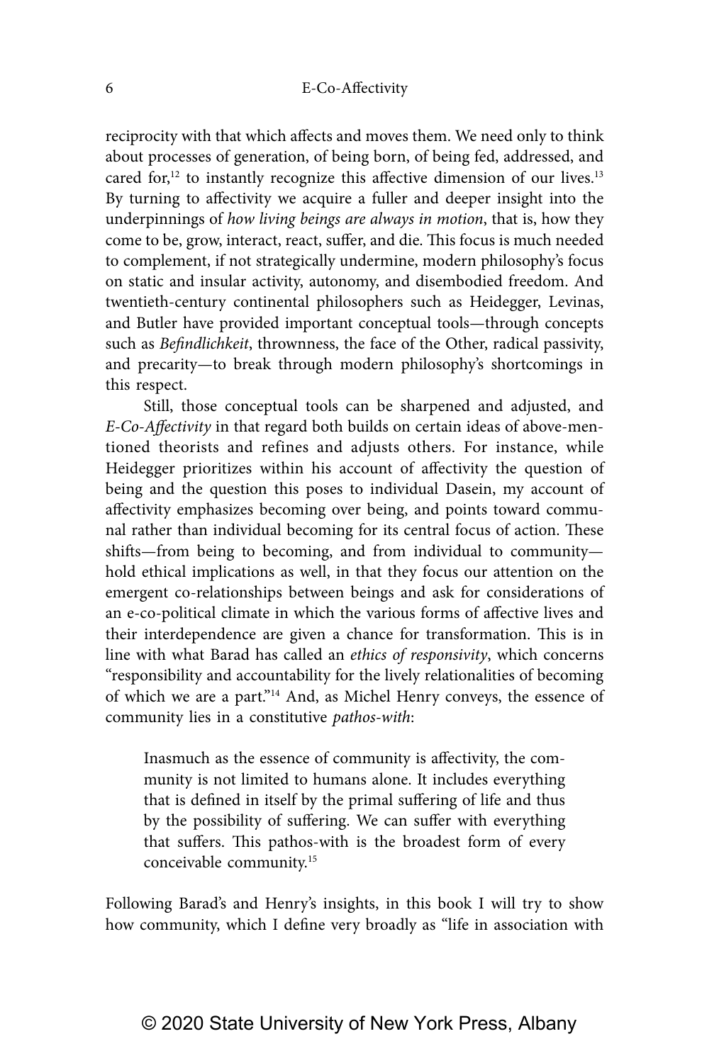reciprocity with that which affects and moves them. We need only to think about processes of generation, of being born, of being fed, addressed, and cared for,[12] to instantly recognize this affective dimension of our lives.[13] By turning to affectivity we acquire a fuller and deeper insight into the underpinnings of *how living beings are always in motion*, that is, how they come to be, grow, interact, react, suffer, and die. This focus is much needed to complement, if not strategically undermine, modern philosophy's focus on static and insular activity, autonomy, and disembodied freedom. And twentieth-century continental philosophers such as Heidegger, Levinas, and Butler have provided important conceptual tools—through concepts such as *Befindlichkeit*, thrownness, the face of the Other, radical passivity, and precarity—to break through modern philosophy's shortcomings in this respect.

Still, those conceptual tools can be sharpened and adjusted, and *E-Co-Affectivity* in that regard both builds on certain ideas of above-mentioned theorists and refines and adjusts others. For instance, while Heidegger prioritizes within his account of affectivity the question of being and the question this poses to individual Dasein, my account of affectivity emphasizes becoming over being, and points toward communal rather than individual becoming for its central focus of action. These shifts—from being to becoming, and from individual to community—hold ethical implications as well, in that they focus our attention on the emergent co-relationships between beings and ask for considerations of an e-co-political climate in which the various forms of affective lives and their interdependence are given a chance for transformation. This is in line with what Barad has called an *ethics of responsivity*, which concerns "responsibility and accountability for the lively relationalities of becoming of which we are a part."[14] And, as Michel Henry conveys, the essence of community lies in a constitutive *pathos-with*:

> Inasmuch as the essence of community is affectivity, the community is not limited to humans alone. It includes everything that is defined in itself by the primal suffering of life and thus by the possibility of suffering. We can suffer with everything that suffers. This pathos-with is the broadest form of every conceivable community.[15]

Following Barad's and Henry's insights, in this book I will try to show how community, which I define very broadly as "life in association with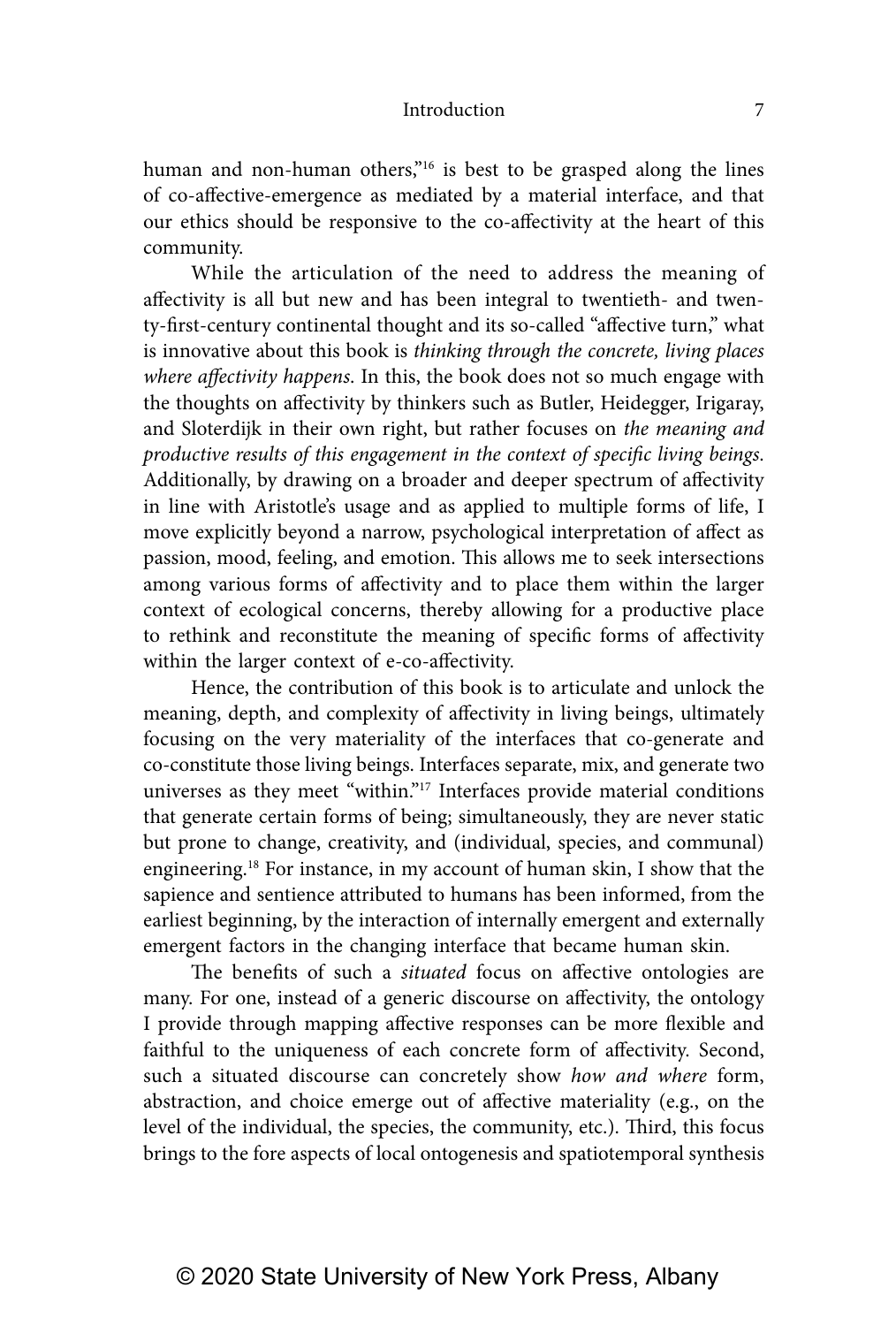human and non-human others,"[16] is best to be grasped along the lines of co-affective-emergence as mediated by a material interface, and that our ethics should be responsive to the co-affectivity at the heart of this community.

While the articulation of the need to address the meaning of affectivity is all but new and has been integral to twentieth- and twenty-first-century continental thought and its so-called "affective turn," what is innovative about this book is *thinking through the concrete, living places where affectivity happens*. In this, the book does not so much engage with the thoughts on affectivity by thinkers such as Butler, Heidegger, Irigaray, and Sloterdijk in their own right, but rather focuses on *the meaning and productive results of this engagement in the context of specific living beings*. Additionally, by drawing on a broader and deeper spectrum of affectivity in line with Aristotle's usage and as applied to multiple forms of life, I move explicitly beyond a narrow, psychological interpretation of affect as passion, mood, feeling, and emotion. This allows me to seek intersections among various forms of affectivity and to place them within the larger context of ecological concerns, thereby allowing for a productive place to rethink and reconstitute the meaning of specific forms of affectivity within the larger context of e-co-affectivity.

Hence, the contribution of this book is to articulate and unlock the meaning, depth, and complexity of affectivity in living beings, ultimately focusing on the very materiality of the interfaces that co-generate and co-constitute those living beings. Interfaces separate, mix, and generate two universes as they meet "within."[17] Interfaces provide material conditions that generate certain forms of being; simultaneously, they are never static but prone to change, creativity, and (individual, species, and communal) engineering.[18] For instance, in my account of human skin, I show that the sapience and sentience attributed to humans has been informed, from the earliest beginning, by the interaction of internally emergent and externally emergent factors in the changing interface that became human skin.

The benefits of such a *situated* focus on affective ontologies are many. For one, instead of a generic discourse on affectivity, the ontology I provide through mapping affective responses can be more flexible and faithful to the uniqueness of each concrete form of affectivity. Second, such a situated discourse can concretely show *how and where* form, abstraction, and choice emerge out of affective materiality (e.g., on the level of the individual, the species, the community, etc.). Third, this focus brings to the fore aspects of local ontogenesis and spatiotemporal synthesis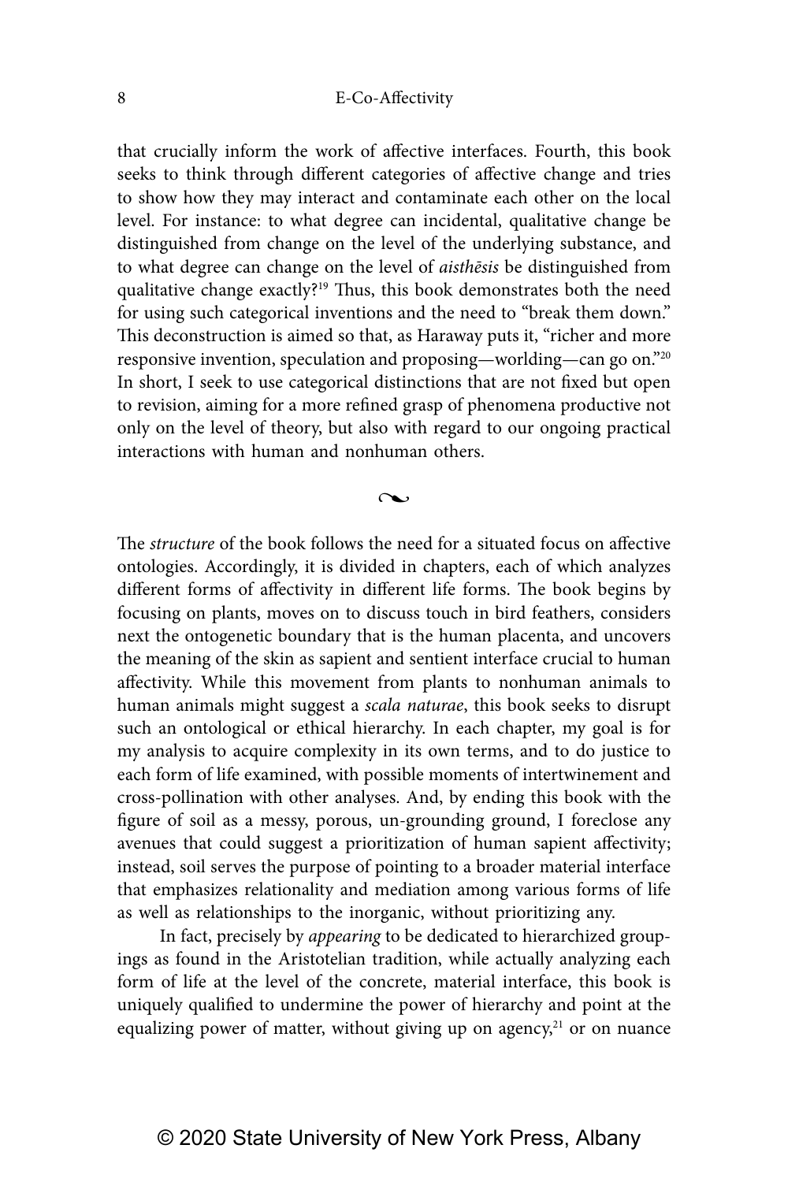that crucially inform the work of affective interfaces. Fourth, this book seeks to think through different categories of affective change and tries to show how they may interact and contaminate each other on the local level. For instance: to what degree can incidental, qualitative change be distinguished from change on the level of the underlying substance, and to what degree can change on the level of *aisthēsis* be distinguished from qualitative change exactly?[19] Thus, this book demonstrates both the need for using such categorical inventions and the need to "break them down." This deconstruction is aimed so that, as Haraway puts it, "richer and more responsive invention, speculation and proposing—worlding—can go on."[20] In short, I seek to use categorical distinctions that are not fixed but open to revision, aiming for a more refined grasp of phenomena productive not only on the level of theory, but also with regard to our ongoing practical interactions with human and nonhuman others.

~

The *structure* of the book follows the need for a situated focus on affective ontologies. Accordingly, it is divided in chapters, each of which analyzes different forms of affectivity in different life forms. The book begins by focusing on plants, moves on to discuss touch in bird feathers, considers next the ontogenetic boundary that is the human placenta, and uncovers the meaning of the skin as sapient and sentient interface crucial to human affectivity. While this movement from plants to nonhuman animals to human animals might suggest a *scala naturae*, this book seeks to disrupt such an ontological or ethical hierarchy. In each chapter, my goal is for my analysis to acquire complexity in its own terms, and to do justice to each form of life examined, with possible moments of intertwinement and cross-pollination with other analyses. And, by ending this book with the figure of soil as a messy, porous, un-grounding ground, I foreclose any avenues that could suggest a prioritization of human sapient affectivity; instead, soil serves the purpose of pointing to a broader material interface that emphasizes relationality and mediation among various forms of life as well as relationships to the inorganic, without prioritizing any.

In fact, precisely by *appearing* to be dedicated to hierarchized groupings as found in the Aristotelian tradition, while actually analyzing each form of life at the level of the concrete, material interface, this book is uniquely qualified to undermine the power of hierarchy and point at the equalizing power of matter, without giving up on agency,[21] or on nuance

© 2020 State University of New York Press, Albany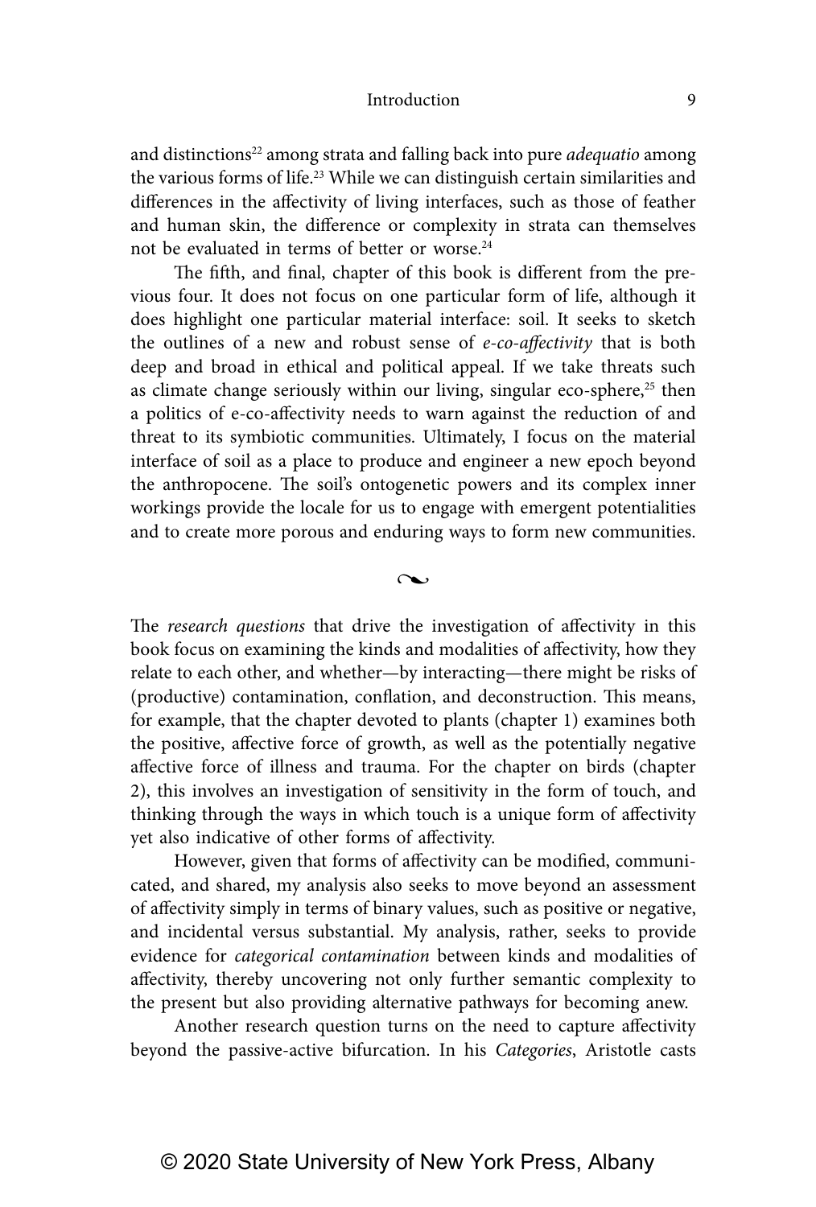and distinctions[22] among strata and falling back into pure *adequatio* among the various forms of life.[23] While we can distinguish certain similarities and differences in the affectivity of living interfaces, such as those of feather and human skin, the difference or complexity in strata can themselves not be evaluated in terms of better or worse.[24]

The fifth, and final, chapter of this book is different from the previous four. It does not focus on one particular form of life, although it does highlight one particular material interface: soil. It seeks to sketch the outlines of a new and robust sense of *e-co-affectivity* that is both deep and broad in ethical and political appeal. If we take threats such as climate change seriously within our living, singular eco-sphere,[25] then a politics of e-co-affectivity needs to warn against the reduction of and threat to its symbiotic communities. Ultimately, I focus on the material interface of soil as a place to produce and engineer a new epoch beyond the anthropocene. The soil's ontogenetic powers and its complex inner workings provide the locale for us to engage with emergent potentialities and to create more porous and enduring ways to form new communities.

~

The *research questions* that drive the investigation of affectivity in this book focus on examining the kinds and modalities of affectivity, how they relate to each other, and whether—by interacting—there might be risks of (productive) contamination, conflation, and deconstruction. This means, for example, that the chapter devoted to plants (chapter 1) examines both the positive, affective force of growth, as well as the potentially negative affective force of illness and trauma. For the chapter on birds (chapter 2), this involves an investigation of sensitivity in the form of touch, and thinking through the ways in which touch is a unique form of affectivity yet also indicative of other forms of affectivity.

However, given that forms of affectivity can be modified, communicated, and shared, my analysis also seeks to move beyond an assessment of affectivity simply in terms of binary values, such as positive or negative, and incidental versus substantial. My analysis, rather, seeks to provide evidence for *categorical contamination* between kinds and modalities of affectivity, thereby uncovering not only further semantic complexity to the present but also providing alternative pathways for becoming anew.

Another research question turns on the need to capture affectivity beyond the passive-active bifurcation. In his *Categories*, Aristotle casts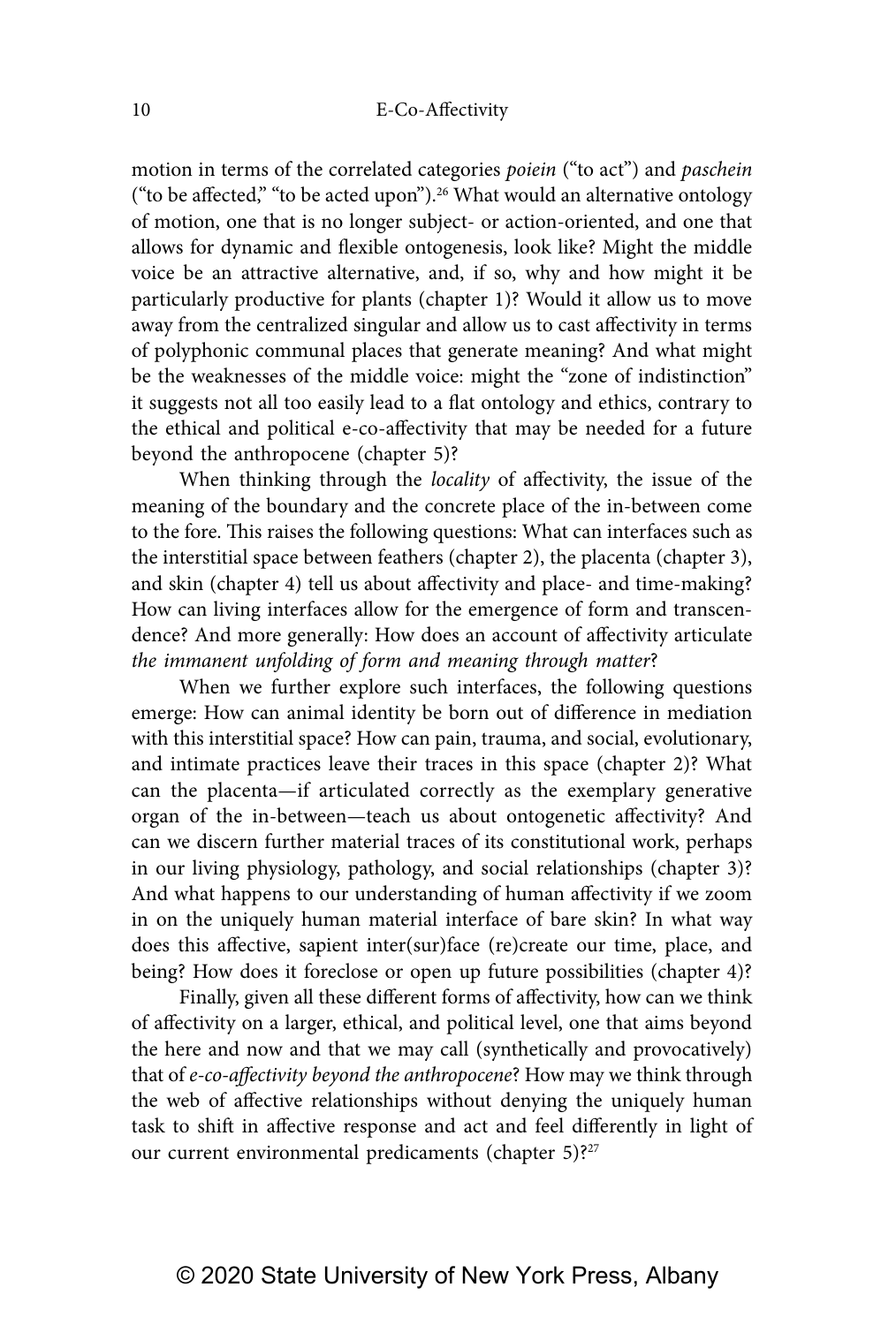motion in terms of the correlated categories *poiein* ("to act") and *paschein* ("to be affected," "to be acted upon").[26] What would an alternative ontology of motion, one that is no longer subject- or action-oriented, and one that allows for dynamic and flexible ontogenesis, look like? Might the middle voice be an attractive alternative, and, if so, why and how might it be particularly productive for plants (chapter 1)? Would it allow us to move away from the centralized singular and allow us to cast affectivity in terms of polyphonic communal places that generate meaning? And what might be the weaknesses of the middle voice: might the "zone of indistinction" it suggests not all too easily lead to a flat ontology and ethics, contrary to the ethical and political e-co-affectivity that may be needed for a future beyond the anthropocene (chapter 5)?

When thinking through the *locality* of affectivity, the issue of the meaning of the boundary and the concrete place of the in-between come to the fore. This raises the following questions: What can interfaces such as the interstitial space between feathers (chapter 2), the placenta (chapter 3), and skin (chapter 4) tell us about affectivity and place- and time-making? How can living interfaces allow for the emergence of form and transcendence? And more generally: How does an account of affectivity articulate *the immanent unfolding of form and meaning through matter*?

When we further explore such interfaces, the following questions emerge: How can animal identity be born out of difference in mediation with this interstitial space? How can pain, trauma, and social, evolutionary, and intimate practices leave their traces in this space (chapter 2)? What can the placenta—if articulated correctly as the exemplary generative organ of the in-between—teach us about ontogenetic affectivity? And can we discern further material traces of its constitutional work, perhaps in our living physiology, pathology, and social relationships (chapter 3)? And what happens to our understanding of human affectivity if we zoom in on the uniquely human material interface of bare skin? In what way does this affective, sapient inter(sur)face (re)create our time, place, and being? How does it foreclose or open up future possibilities (chapter 4)?

Finally, given all these different forms of affectivity, how can we think of affectivity on a larger, ethical, and political level, one that aims beyond the here and now and that we may call (synthetically and provocatively) that of *e-co-affectivity beyond the anthropocene*? How may we think through the web of affective relationships without denying the uniquely human task to shift in affective response and act and feel differently in light of our current environmental predicaments (chapter 5)?[27]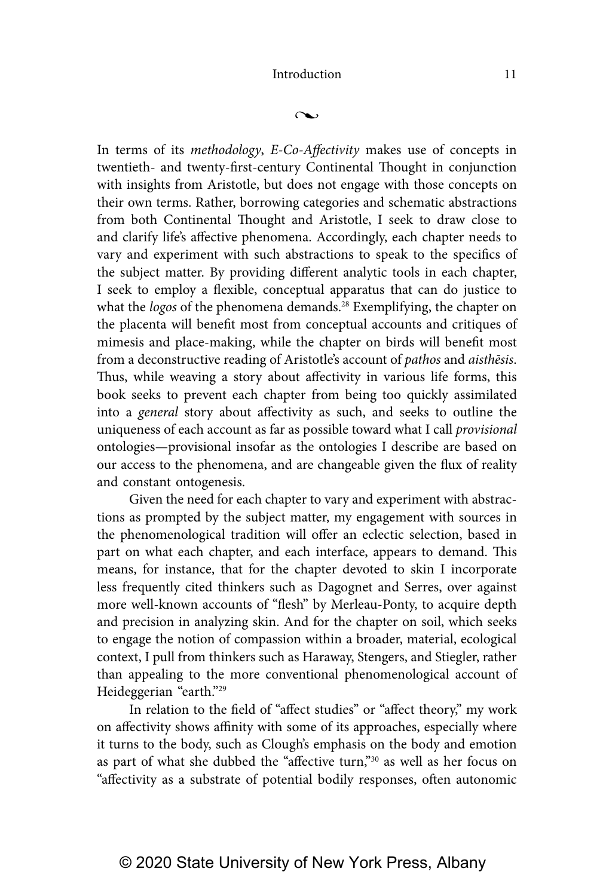~

In terms of its *methodology*, *E-Co-Affectivity* makes use of concepts in twentieth- and twenty-first-century Continental Thought in conjunction with insights from Aristotle, but does not engage with those concepts on their own terms. Rather, borrowing categories and schematic abstractions from both Continental Thought and Aristotle, I seek to draw close to and clarify life's affective phenomena. Accordingly, each chapter needs to vary and experiment with such abstractions to speak to the specifics of the subject matter. By providing different analytic tools in each chapter, I seek to employ a flexible, conceptual apparatus that can do justice to what the *logos* of the phenomena demands.[28] Exemplifying, the chapter on the placenta will benefit most from conceptual accounts and critiques of mimesis and place-making, while the chapter on birds will benefit most from a deconstructive reading of Aristotle's account of *pathos* and *aisthēsis*. Thus, while weaving a story about affectivity in various life forms, this book seeks to prevent each chapter from being too quickly assimilated into a *general* story about affectivity as such, and seeks to outline the uniqueness of each account as far as possible toward what I call *provisional* ontologies—provisional insofar as the ontologies I describe are based on our access to the phenomena, and are changeable given the flux of reality and constant ontogenesis.

Given the need for each chapter to vary and experiment with abstractions as prompted by the subject matter, my engagement with sources in the phenomenological tradition will offer an eclectic selection, based in part on what each chapter, and each interface, appears to demand. This means, for instance, that for the chapter devoted to skin I incorporate less frequently cited thinkers such as Dagognet and Serres, over against more well-known accounts of "flesh" by Merleau-Ponty, to acquire depth and precision in analyzing skin. And for the chapter on soil, which seeks to engage the notion of compassion within a broader, material, ecological context, I pull from thinkers such as Haraway, Stengers, and Stiegler, rather than appealing to the more conventional phenomenological account of Heideggerian "earth."[29]

In relation to the field of "affect studies" or "affect theory," my work on affectivity shows affinity with some of its approaches, especially where it turns to the body, such as Clough's emphasis on the body and emotion as part of what she dubbed the "affective turn,"[30] as well as her focus on "affectivity as a substrate of potential bodily responses, often autonomic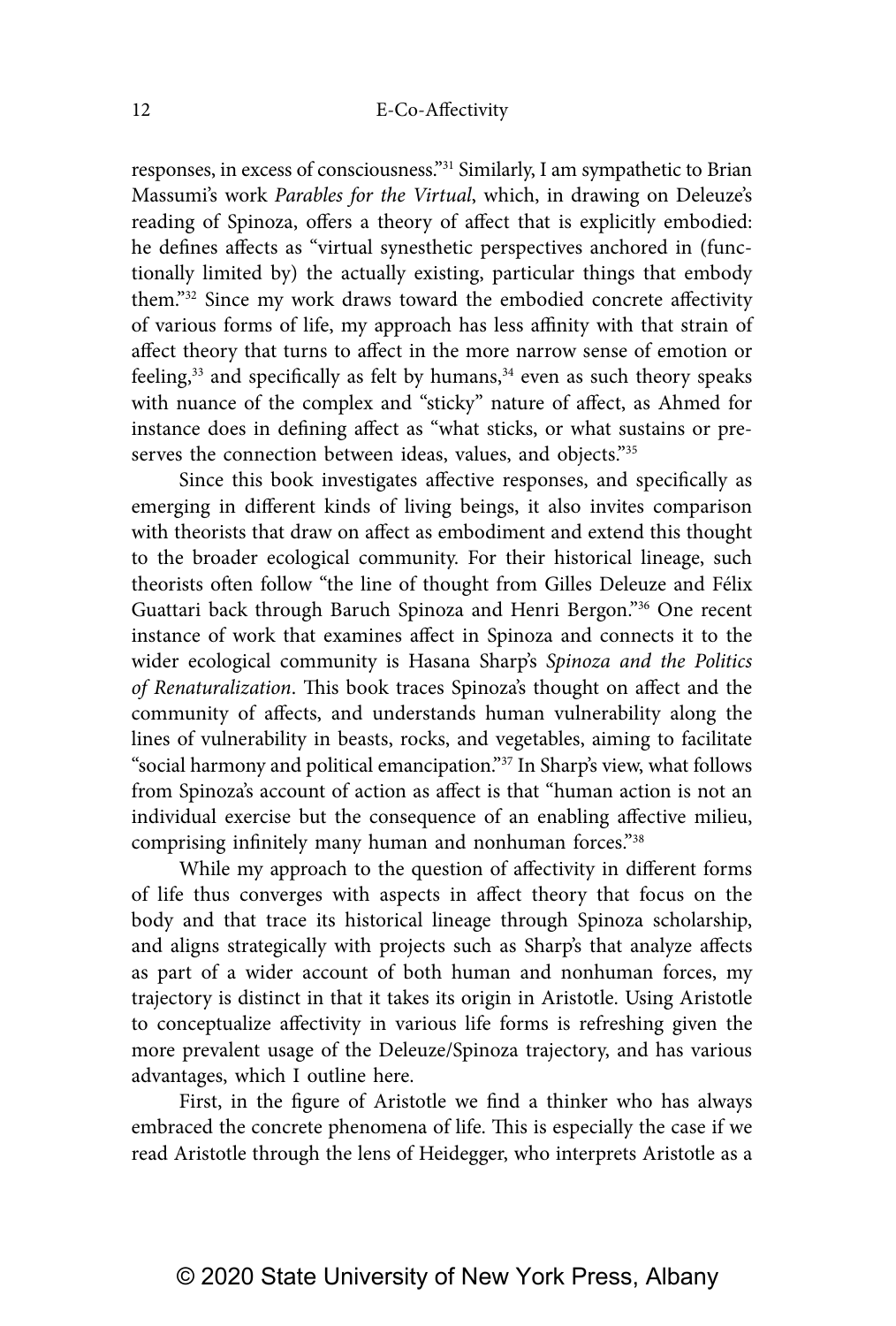responses, in excess of consciousness."[31] Similarly, I am sympathetic to Brian Massumi's work *Parables for the Virtual*, which, in drawing on Deleuze's reading of Spinoza, offers a theory of affect that is explicitly embodied: he defines affects as "virtual synesthetic perspectives anchored in (functionally limited by) the actually existing, particular things that embody them."[32] Since my work draws toward the embodied concrete affectivity of various forms of life, my approach has less affinity with that strain of affect theory that turns to affect in the more narrow sense of emotion or feeling,[33] and specifically as felt by humans,[34] even as such theory speaks with nuance of the complex and "sticky" nature of affect, as Ahmed for instance does in defining affect as "what sticks, or what sustains or preserves the connection between ideas, values, and objects."[35]

Since this book investigates affective responses, and specifically as emerging in different kinds of living beings, it also invites comparison with theorists that draw on affect as embodiment and extend this thought to the broader ecological community. For their historical lineage, such theorists often follow "the line of thought from Gilles Deleuze and Félix Guattari back through Baruch Spinoza and Henri Bergon."[36] One recent instance of work that examines affect in Spinoza and connects it to the wider ecological community is Hasana Sharp's *Spinoza and the Politics of Renaturalization*. This book traces Spinoza's thought on affect and the community of affects, and understands human vulnerability along the lines of vulnerability in beasts, rocks, and vegetables, aiming to facilitate "social harmony and political emancipation."[37] In Sharp's view, what follows from Spinoza's account of action as affect is that "human action is not an individual exercise but the consequence of an enabling affective milieu, comprising infinitely many human and nonhuman forces."[38]

While my approach to the question of affectivity in different forms of life thus converges with aspects in affect theory that focus on the body and that trace its historical lineage through Spinoza scholarship, and aligns strategically with projects such as Sharp's that analyze affects as part of a wider account of both human and nonhuman forces, my trajectory is distinct in that it takes its origin in Aristotle. Using Aristotle to conceptualize affectivity in various life forms is refreshing given the more prevalent usage of the Deleuze/Spinoza trajectory, and has various advantages, which I outline here.

First, in the figure of Aristotle we find a thinker who has always embraced the concrete phenomena of life. This is especially the case if we read Aristotle through the lens of Heidegger, who interprets Aristotle as a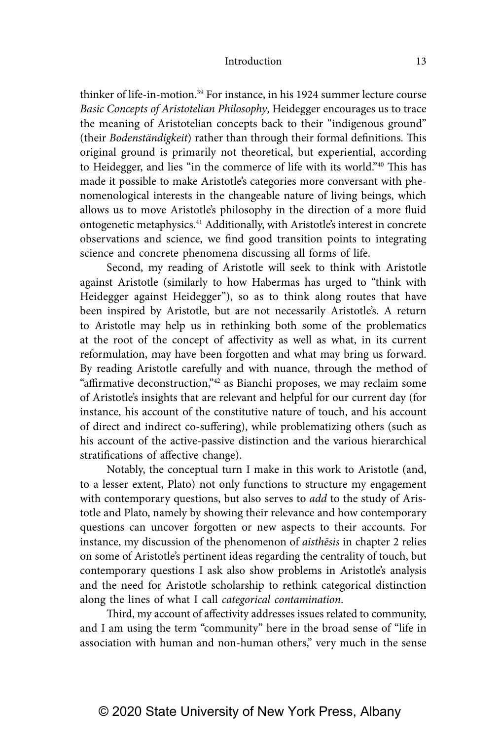thinker of life-in-motion.[39] For instance, in his 1924 summer lecture course *Basic Concepts of Aristotelian Philosophy*, Heidegger encourages us to trace the meaning of Aristotelian concepts back to their "indigenous ground" (their *Bodenständigkeit*) rather than through their formal definitions. This original ground is primarily not theoretical, but experiential, according to Heidegger, and lies "in the commerce of life with its world."[40] This has made it possible to make Aristotle's categories more conversant with phenomenological interests in the changeable nature of living beings, which allows us to move Aristotle's philosophy in the direction of a more fluid ontogenetic metaphysics.[41] Additionally, with Aristotle's interest in concrete observations and science, we find good transition points to integrating science and concrete phenomena discussing all forms of life.

Second, my reading of Aristotle will seek to think with Aristotle against Aristotle (similarly to how Habermas has urged to "think with Heidegger against Heidegger"), so as to think along routes that have been inspired by Aristotle, but are not necessarily Aristotle's. A return to Aristotle may help us in rethinking both some of the problematics at the root of the concept of affectivity as well as what, in its current reformulation, may have been forgotten and what may bring us forward. By reading Aristotle carefully and with nuance, through the method of "affirmative deconstruction,"[42] as Bianchi proposes, we may reclaim some of Aristotle's insights that are relevant and helpful for our current day (for instance, his account of the constitutive nature of touch, and his account of direct and indirect co-suffering), while problematizing others (such as his account of the active-passive distinction and the various hierarchical stratifications of affective change).

Notably, the conceptual turn I make in this work to Aristotle (and, to a lesser extent, Plato) not only functions to structure my engagement with contemporary questions, but also serves to *add* to the study of Aristotle and Plato, namely by showing their relevance and how contemporary questions can uncover forgotten or new aspects to their accounts. For instance, my discussion of the phenomenon of *aisthēsis* in chapter 2 relies on some of Aristotle's pertinent ideas regarding the centrality of touch, but contemporary questions I ask also show problems in Aristotle's analysis and the need for Aristotle scholarship to rethink categorical distinction along the lines of what I call *categorical contamination*.

Third, my account of affectivity addresses issues related to community, and I am using the term "community" here in the broad sense of "life in association with human and non-human others," very much in the sense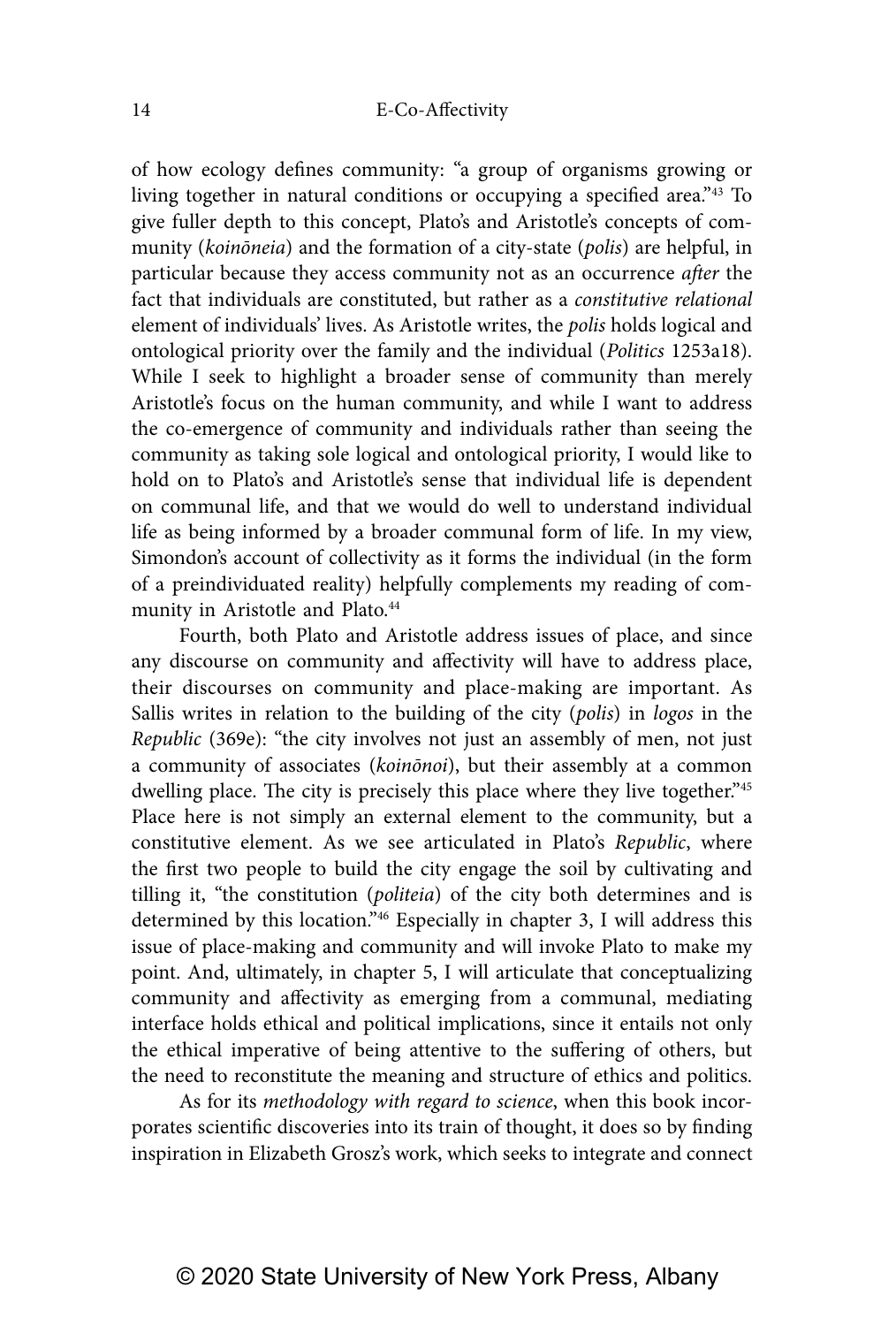of how ecology defines community: "a group of organisms growing or living together in natural conditions or occupying a specified area."[43] To give fuller depth to this concept, Plato's and Aristotle's concepts of community (*koinōneia*) and the formation of a city-state (*polis*) are helpful, in particular because they access community not as an occurrence *after* the fact that individuals are constituted, but rather as a *constitutive relational* element of individuals' lives. As Aristotle writes, the *polis* holds logical and ontological priority over the family and the individual (*Politics* 1253a18). While I seek to highlight a broader sense of community than merely Aristotle's focus on the human community, and while I want to address the co-emergence of community and individuals rather than seeing the community as taking sole logical and ontological priority, I would like to hold on to Plato's and Aristotle's sense that individual life is dependent on communal life, and that we would do well to understand individual life as being informed by a broader communal form of life. In my view, Simondon's account of collectivity as it forms the individual (in the form of a preindividuated reality) helpfully complements my reading of community in Aristotle and Plato.[44]

Fourth, both Plato and Aristotle address issues of place, and since any discourse on community and affectivity will have to address place, their discourses on community and place-making are important. As Sallis writes in relation to the building of the city (*polis*) in *logos* in the *Republic* (369e): "the city involves not just an assembly of men, not just a community of associates (*koinōnoi*), but their assembly at a common dwelling place. The city is precisely this place where they live together."[45] Place here is not simply an external element to the community, but a constitutive element. As we see articulated in Plato's *Republic*, where the first two people to build the city engage the soil by cultivating and tilling it, "the constitution (*politeia*) of the city both determines and is determined by this location."[46] Especially in chapter 3, I will address this issue of place-making and community and will invoke Plato to make my point. And, ultimately, in chapter 5, I will articulate that conceptualizing community and affectivity as emerging from a communal, mediating interface holds ethical and political implications, since it entails not only the ethical imperative of being attentive to the suffering of others, but the need to reconstitute the meaning and structure of ethics and politics.

As for its *methodology with regard to science*, when this book incorporates scientific discoveries into its train of thought, it does so by finding inspiration in Elizabeth Grosz's work, which seeks to integrate and connect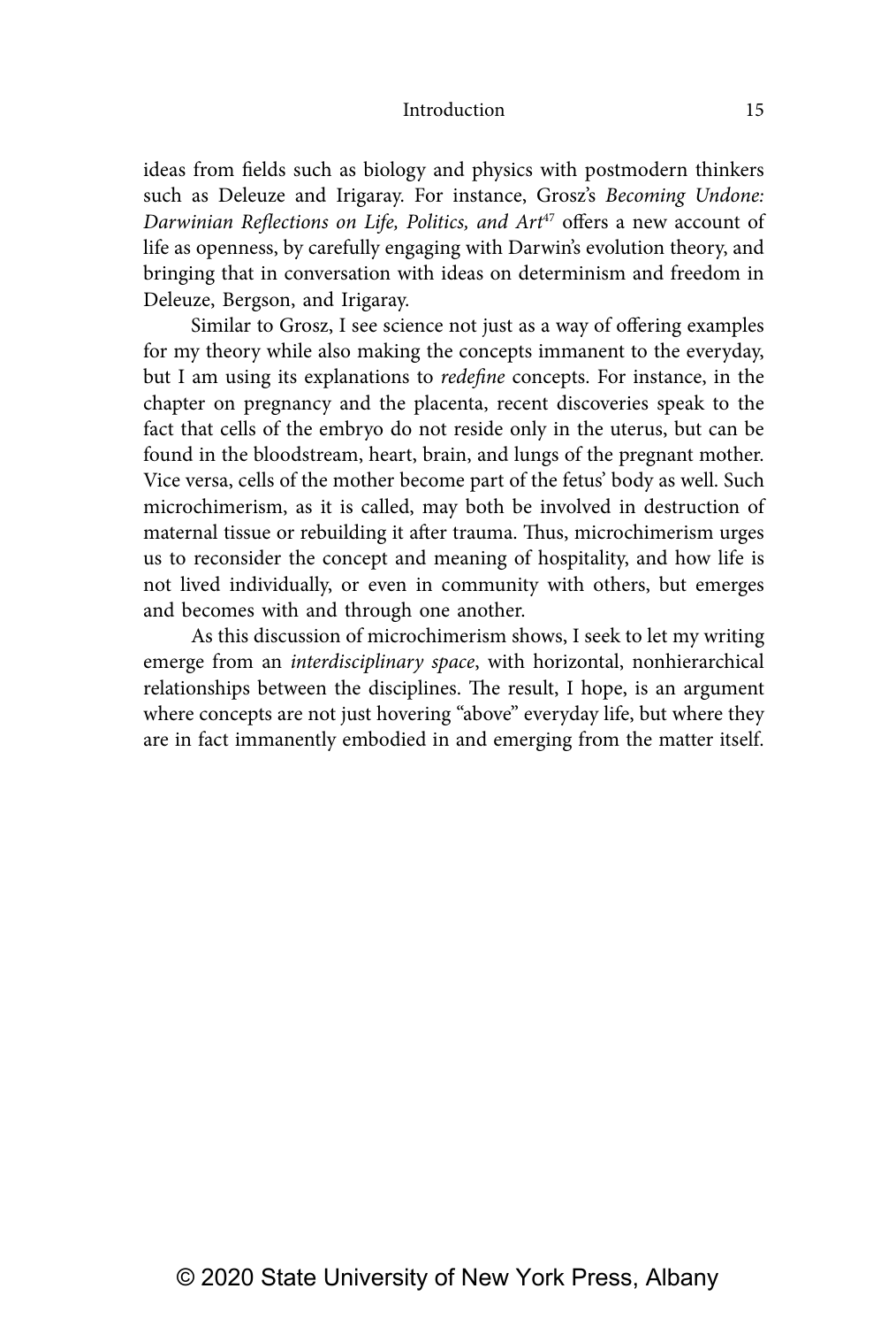ideas from fields such as biology and physics with postmodern thinkers such as Deleuze and Irigaray. For instance, Grosz's *Becoming Undone: Darwinian Reflections on Life, Politics, and Art*[47] offers a new account of life as openness, by carefully engaging with Darwin's evolution theory, and bringing that in conversation with ideas on determinism and freedom in Deleuze, Bergson, and Irigaray.

Similar to Grosz, I see science not just as a way of offering examples for my theory while also making the concepts immanent to the everyday, but I am using its explanations to *redefine* concepts. For instance, in the chapter on pregnancy and the placenta, recent discoveries speak to the fact that cells of the embryo do not reside only in the uterus, but can be found in the bloodstream, heart, brain, and lungs of the pregnant mother. Vice versa, cells of the mother become part of the fetus' body as well. Such microchimerism, as it is called, may both be involved in destruction of maternal tissue or rebuilding it after trauma. Thus, microchimerism urges us to reconsider the concept and meaning of hospitality, and how life is not lived individually, or even in community with others, but emerges and becomes with and through one another.

As this discussion of microchimerism shows, I seek to let my writing emerge from an *interdisciplinary space*, with horizontal, nonhierarchical relationships between the disciplines. The result, I hope, is an argument where concepts are not just hovering "above" everyday life, but where they are in fact immanently embodied in and emerging from the matter itself.

© 2020 State University of New York Press, Albany